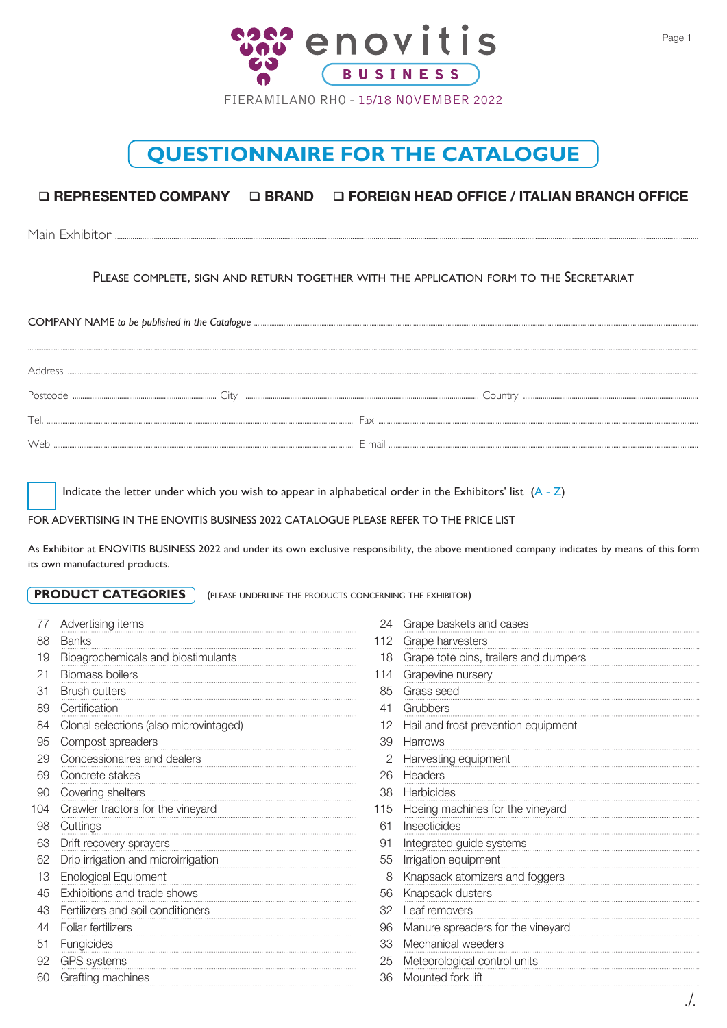enovitis BUSINESS

FIERAMILANO RHO - 15/18 NOVEMBER 2022

# QUESTIONNAIRE FOR THE CATALOGUE

❑ **REPRESENTED COMPANY** ❑ **BRAND** ❑ **FOREIGN HEAD OFFICE / ITALIAN BRANCH OFFICE**

Main Exhibitor ..........................................................................................................

PLEASE COMPLETE, SIGN AND RETURN TOGETHER WITH THE APPLICATION FORM TO THE SECRETARIAT

COMPANY NAME *to be published in the Catalogue* ..........................................................................................................

..........................................................................................................

Address ..........................................................................................................

Postcode .............................. City .............................. Country ..............................

Tel. .............................. Fax ..............................

Web .............................. E-mail ..............................

☐ Indicate the letter under which you wish to appear in alphabetical order in the Exhibitors' list (A - Z)

FOR ADVERTISING IN THE ENOVITIS BUSINESS 2022 CATALOGUE PLEASE REFER TO THE PRICE LIST

As Exhibitor at ENOVITIS BUSINESS 2022 and under its own exclusive responsibility, the above mentioned company indicates by means of this form its own manufactured products.

**PRODUCT CATEGORIES** (PLEASE UNDERLINE THE PRODUCTS CONCERNING THE EXHIBITOR)

- 77 Advertising items
- 88 Banks
- 19 Bioagrochemicals and biostimulants
- 21 Biomass boilers
- 31 Brush cutters
- 89 Certification
- 84 Clonal selections (also microvintaged)
- 95 Compost spreaders
- 29 Concessionaires and dealers
- 69 Concrete stakes
- 90 Covering shelters
- 104 Crawler tractors for the vineyard
- 98 Cuttings
- 63 Drift recovery sprayers
- 62 Drip irrigation and microirrigation
- 13 Enological Equipment
- 45 Exhibitions and trade shows
- 43 Fertilizers and soil conditioners
- 44 Foliar fertilizers
- 51 Fungicides
- 92 GPS systems
- 60 Grafting machines
- 24 Grape baskets and cases
- 112 Grape harvesters
- 18 Grape tote bins, trailers and dumpers
- 114 Grapevine nursery
- 85 Grass seed
- 41 Grubbers
- 12 Hail and frost prevention equipment
- 39 Harrows
- 2 Harvesting equipment
- 26 Headers
- 38 Herbicides
- 115 Hoeing machines for the vineyard
- 61 Insecticides
- 91 Integrated guide systems
- 55 Irrigation equipment
- 8 Knapsack atomizers and foggers
- 56 Knapsack dusters
- 32 Leaf removers
- 96 Manure spreaders for the vineyard
- 33 Mechanical weeders
- 25 Meteorological control units
- 36 Mounted fork lift

./.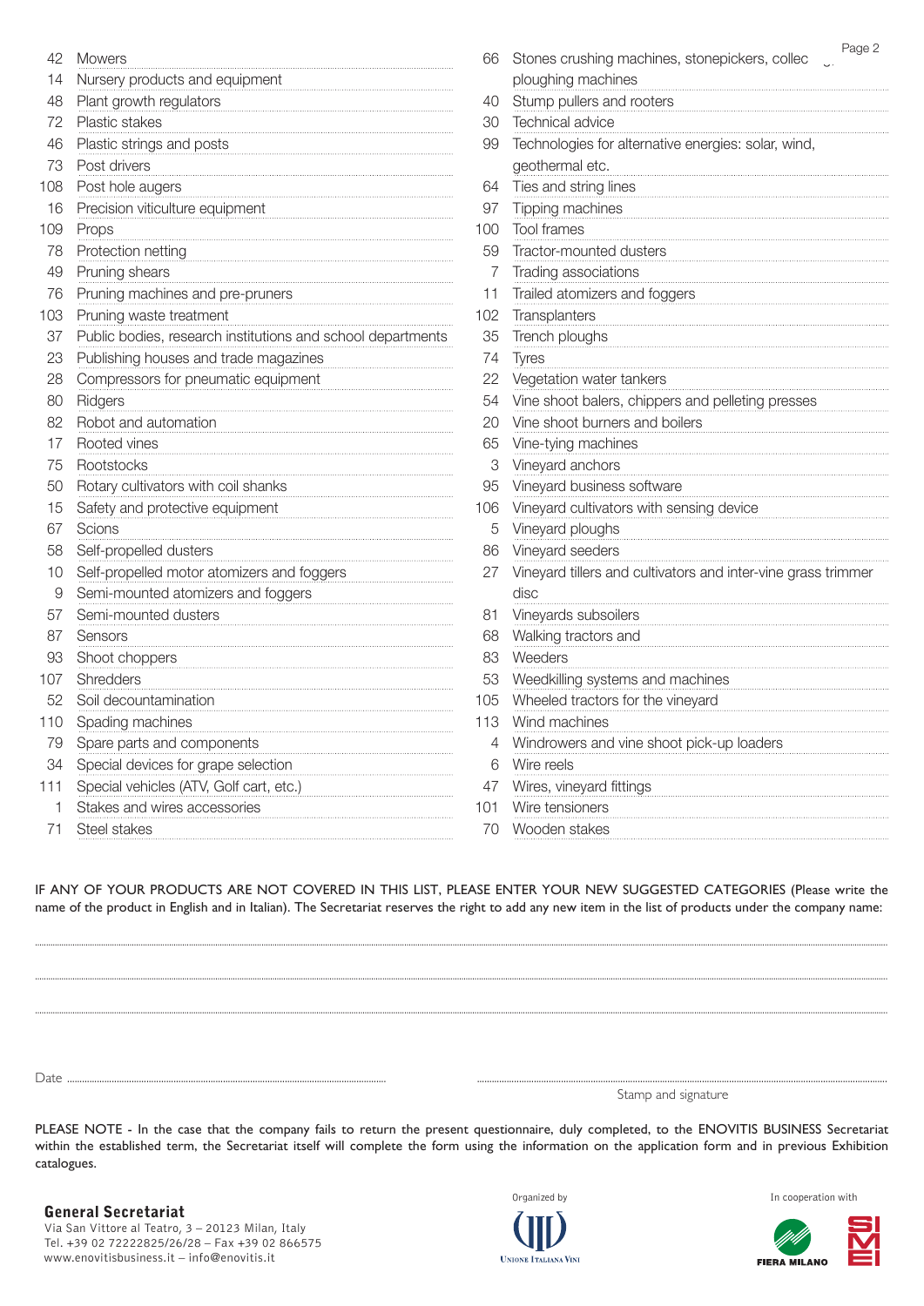| | |
|---|---|
| 42 | Mowers |
| 14 | Nursery products and equipment |
| 48 | Plant growth regulators |
| 72 | Plastic stakes |
| 46 | Plastic strings and posts |
| 73 | Post drivers |
| 108 | Post hole augers |
| 16 | Precision viticulture equipment |
| 109 | Props |
| 78 | Protection netting |
| 49 | Pruning shears |
| 76 | Pruning machines and pre-pruners |
| 103 | Pruning waste treatment |
| 37 | Public bodies, research institutions and school departments |
| 23 | Publishing houses and trade magazines |
| 28 | Compressors for pneumatic equipment |
| 80 | Ridgers |
| 82 | Robot and automation |
| 17 | Rooted vines |
| 75 | Rootstocks |
| 50 | Rotary cultivators with coil shanks |
| 15 | Safety and protective equipment |
| 67 | Scions |
| 58 | Self-propelled dusters |
| 10 | Self-propelled motor atomizers and foggers |
| 9 | Semi-mounted atomizers and foggers |
| 57 | Semi-mounted dusters |
| 87 | Sensors |
| 93 | Shoot choppers |
| 107 | Shredders |
| 52 | Soil decountamination |
| 110 | Spading machines |
| 79 | Spare parts and components |
| 34 | Special devices for grape selection |
| 111 | Special vehicles (ATV, Golf cart, etc.) |
| 1 | Stakes and wires accessories |
| 71 | Steel stakes |
| 66 | Stones crushing machines, stonepickers, collecting ploughing machines |
| 40 | Stump pullers and rooters |
| 30 | Technical advice |
| 99 | Technologies for alternative energies: solar, wind, geothermal etc. |
| 64 | Ties and string lines |
| 97 | Tipping machines |
| 100 | Tool frames |
| 59 | Tractor-mounted dusters |
| 7 | Trading associations |
| 11 | Trailed atomizers and foggers |
| 102 | Transplanters |
| 35 | Trench ploughs |
| 74 | Tyres |
| 22 | Vegetation water tankers |
| 54 | Vine shoot balers, chippers and pelleting presses |
| 20 | Vine shoot burners and boilers |
| 65 | Vine-tying machines |
| 3 | Vineyard anchors |
| 95 | Vineyard business software |
| 106 | Vineyard cultivators with sensing device |
| 5 | Vineyard ploughs |
| 86 | Vineyard seeders |
| 27 | Vineyard tillers and cultivators and inter-vine grass trimmer disc |
| 81 | Vineyards subsoilers |
| 68 | Walking tractors and |
| 83 | Weeders |
| 53 | Weedkilling systems and machines |
| 105 | Wheeled tractors for the vineyard |
| 113 | Wind machines |
| 4 | Windrowers and vine shoot pick-up loaders |
| 6 | Wire reels |
| 47 | Wires, vineyard fittings |
| 101 | Wire tensioners |
| 70 | Wooden stakes |

IF ANY OF YOUR PRODUCTS ARE NOT COVERED IN THIS LIST, PLEASE ENTER YOUR NEW SUGGESTED CATEGORIES (Please write the name of the product in English and in Italian). The Secretariat reserves the right to add any new item in the list of products under the company name:

...............................................................................................................................

...............................................................................................................................

...............................................................................................................................

Date ..............................................................

.............................................................. Stamp and signature

PLEASE NOTE - In the case that the company fails to return the present questionnaire, duly completed, to the ENOVITIS BUSINESS Secretariat within the established term, the Secretariat itself will complete the form using the information on the application form and in previous Exhibition catalogues.

**General Secretariat**
Via San Vittore al Teatro, 3 – 20123 Milan, Italy
Tel. +39 02 72222825/26/28 – Fax +39 02 866575
www.enovitisbusiness.it – info@enovitis.it

Organized by
Unione Italiana Vini

In cooperation with
FIERA MILANO
SIMEI